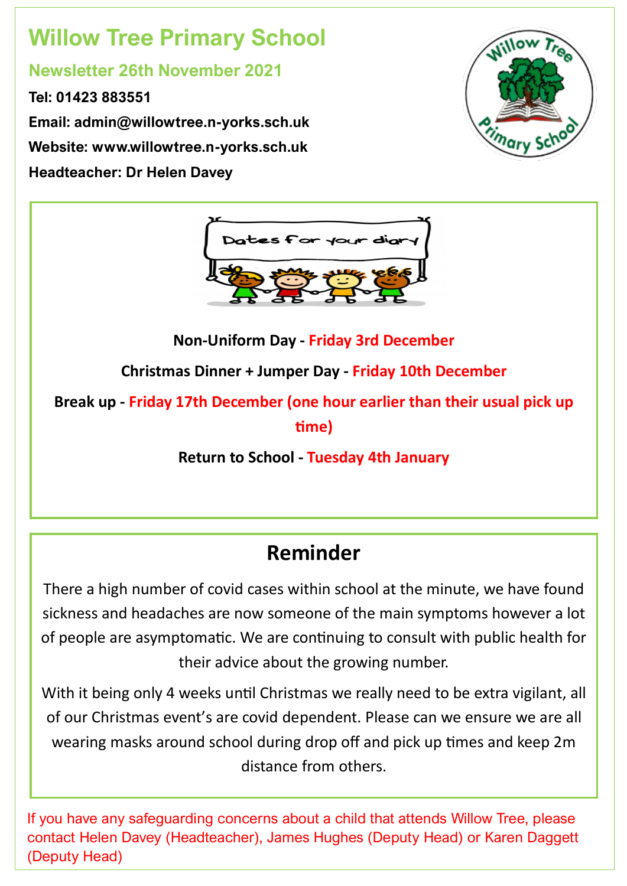# Willow Tree Primary School

## Newsletter 26th November 2021

**Tel: 01423 883551**

**Email: admin@willowtree.n-yorks.sch.uk**

**Website: www.willowtree.n-yorks.sch.uk**

**Headteacher: Dr Helen Davey**

Dates for your diary

**Non-Uniform Day - Friday 3rd December**

**Christmas Dinner + Jumper Day - Friday 10th December**

**Break up - Friday 17th December (one hour earlier than their usual pick up time)**

**Return to School - Tuesday 4th January**

## Reminder

There a high number of covid cases within school at the minute, we have found sickness and headaches are now someone of the main symptoms however a lot of people are asymptomatic. We are continuing to consult with public health for their advice about the growing number.

With it being only 4 weeks until Christmas we really need to be extra vigilant, all of our Christmas event's are covid dependent. Please can we ensure we are all wearing masks around school during drop off and pick up times and keep 2m distance from others.

If you have any safeguarding concerns about a child that attends Willow Tree, please contact Helen Davey (Headteacher), James Hughes (Deputy Head) or Karen Daggett (Deputy Head)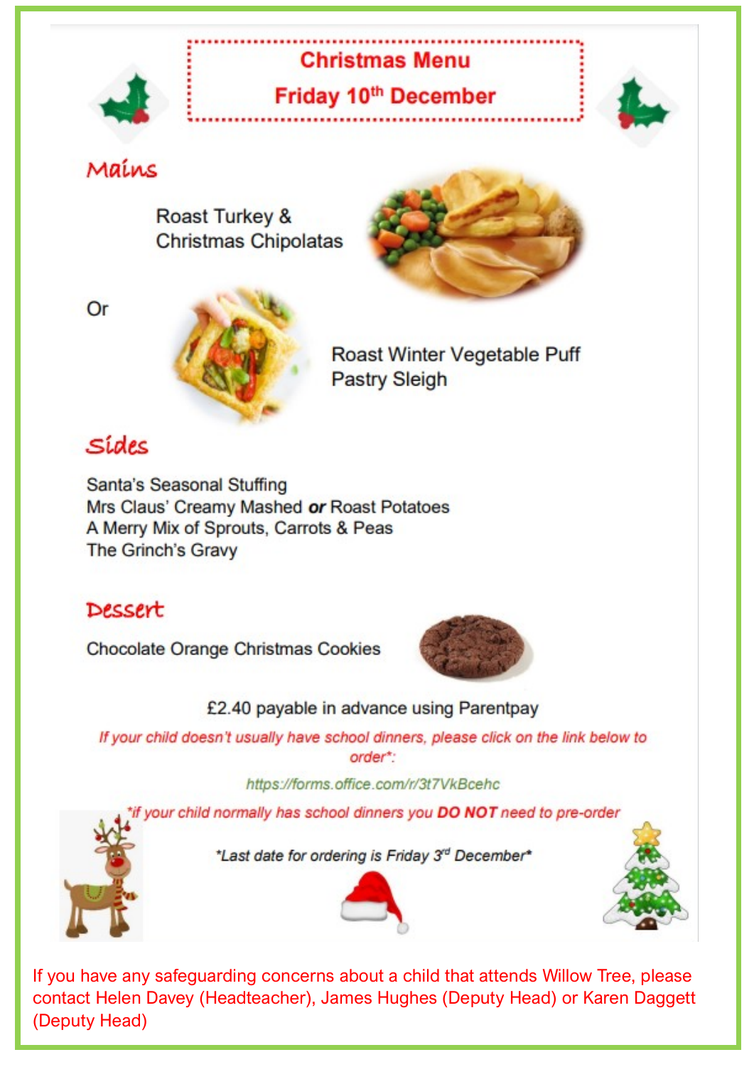# Christmas Menu

## Friday 10th December

### Mains

Roast Turkey & Christmas Chipolatas

Or

Roast Winter Vegetable Puff Pastry Sleigh

### Sides

Santa's Seasonal Stuffing
Mrs Claus' Creamy Mashed ***or*** Roast Potatoes
A Merry Mix of Sprouts, Carrots & Peas
The Grinch's Gravy

### Dessert

Chocolate Orange Christmas Cookies

£2.40 payable in advance using Parentpay

*If your child doesn't usually have school dinners, please click on the link below to order*:*

*https://forms.office.com/r/3t7VkBcehc*

**if your child normally has school dinners you **DO NOT** need to pre-order*

**Last date for ordering is Friday 3rd December**

If you have any safeguarding concerns about a child that attends Willow Tree, please contact Helen Davey (Headteacher), James Hughes (Deputy Head) or Karen Daggett (Deputy Head)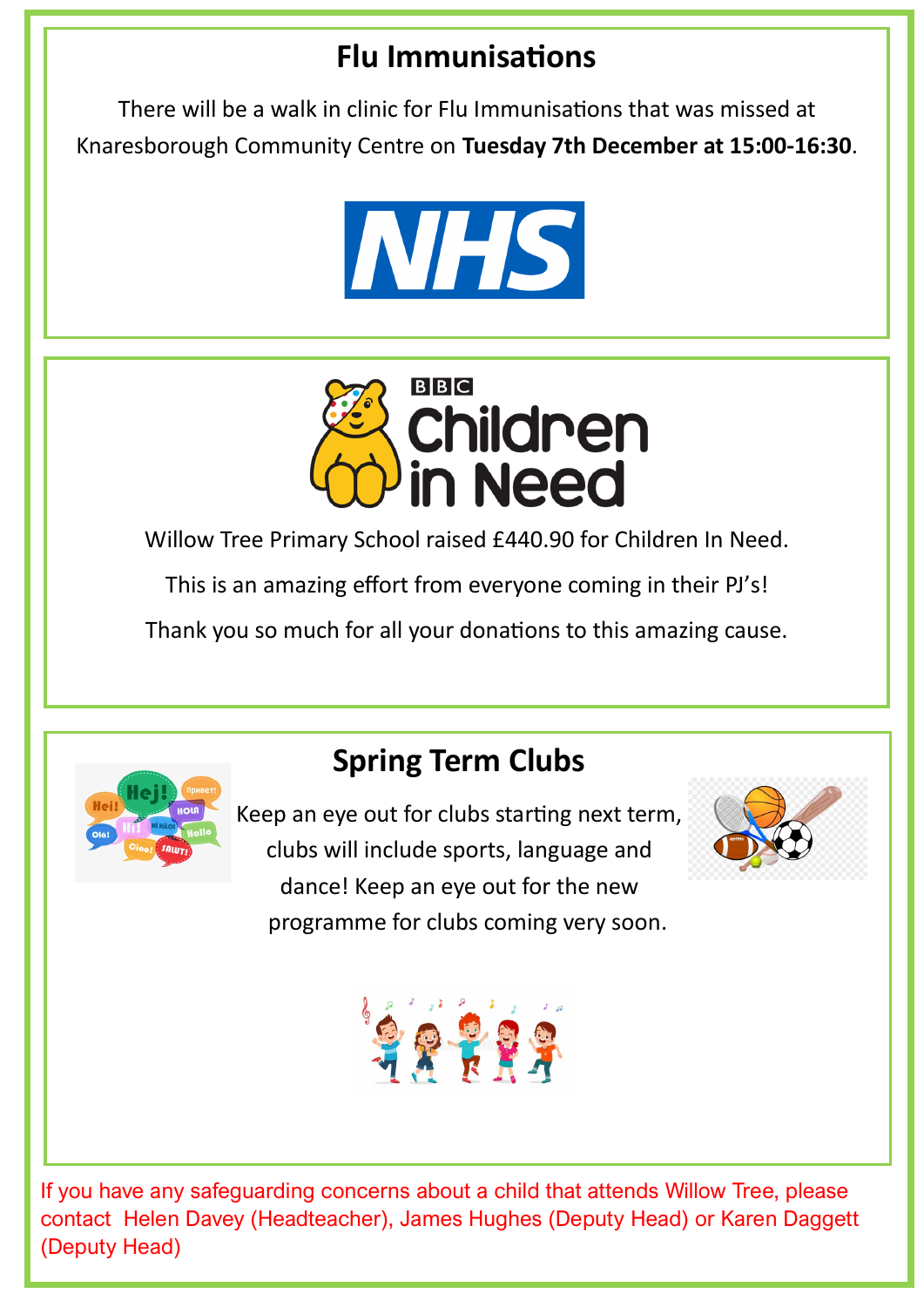## Flu Immunisations

There will be a walk in clinic for Flu Immunisations that was missed at Knaresborough Community Centre on **Tuesday 7th December at 15:00-16:30**.

Willow Tree Primary School raised £440.90 for Children In Need.

This is an amazing effort from everyone coming in their PJ's!

Thank you so much for all your donations to this amazing cause.

## Spring Term Clubs

Keep an eye out for clubs starting next term, clubs will include sports, language and dance! Keep an eye out for the new programme for clubs coming very soon.

If you have any safeguarding concerns about a child that attends Willow Tree, please contact Helen Davey (Headteacher), James Hughes (Deputy Head) or Karen Daggett (Deputy Head)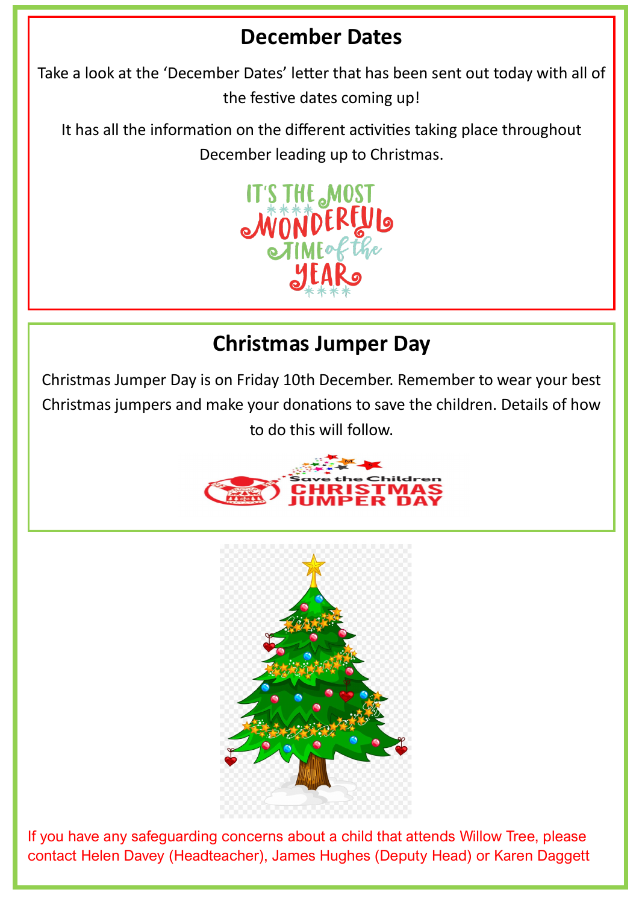## December Dates

Take a look at the 'December Dates' letter that has been sent out today with all of the festive dates coming up!

It has all the information on the different activities taking place throughout December leading up to Christmas.

## Christmas Jumper Day

Christmas Jumper Day is on Friday 10th December. Remember to wear your best Christmas jumpers and make your donations to save the children. Details of how to do this will follow.

If you have any safeguarding concerns about a child that attends Willow Tree, please contact Helen Davey (Headteacher), James Hughes (Deputy Head) or Karen Daggett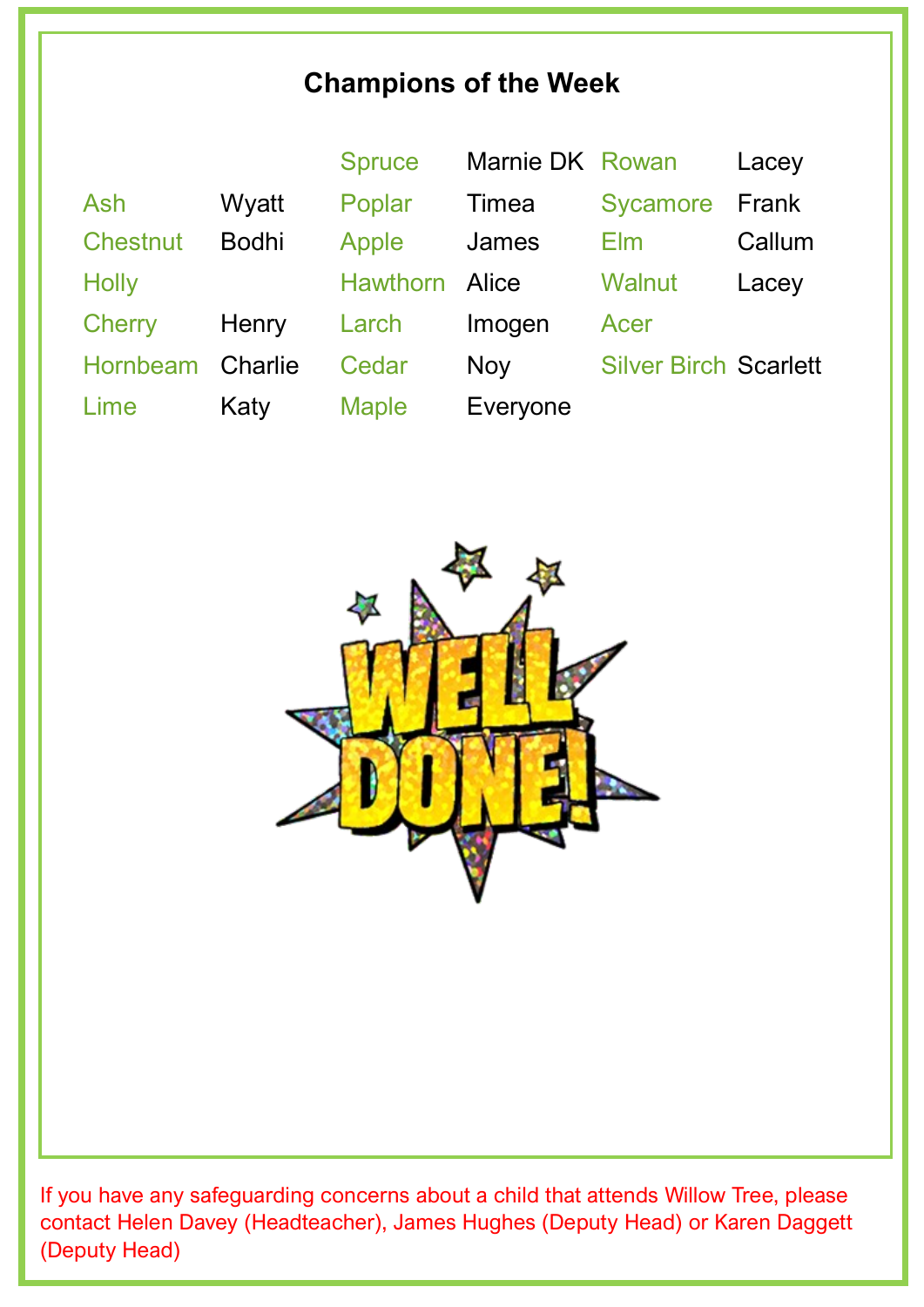## Champions of the Week

| | | | | | |
|---|---|---|---|---|---|
| | | Spruce | Marnie DK | Rowan | Lacey |
| Ash | Wyatt | Poplar | Timea | Sycamore | Frank |
| Chestnut | Bodhi | Apple | James | Elm | Callum |
| Holly | | Hawthorn | Alice | Walnut | Lacey |
| Cherry | Henry | Larch | Imogen | Acer | |
| Hornbeam | Charlie | Cedar | Noy | Silver Birch | Scarlett |
| Lime | Katy | Maple | Everyone | | |

WELL DONE!

If you have any safeguarding concerns about a child that attends Willow Tree, please contact Helen Davey (Headteacher), James Hughes (Deputy Head) or Karen Daggett (Deputy Head)